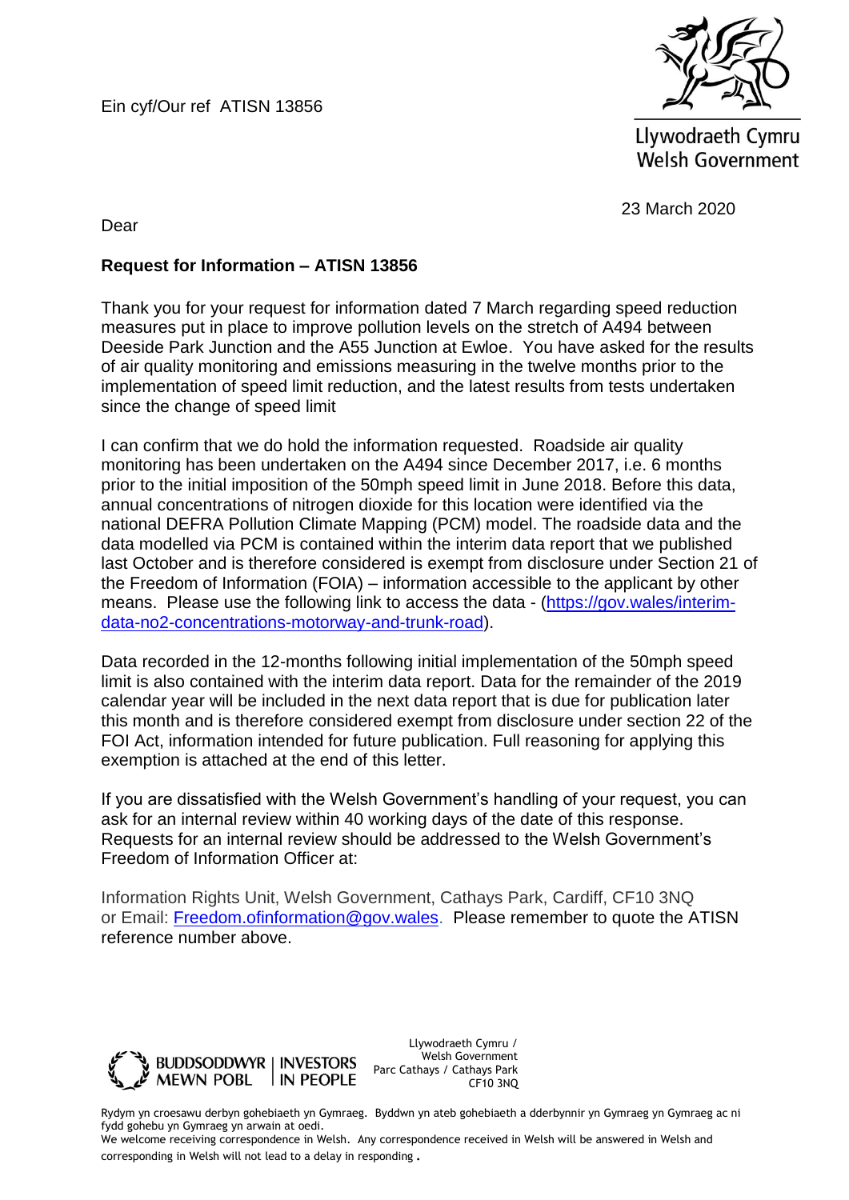Ein cyf/Our ref ATISN 13856

Llywodraeth Cymru
Welsh Government

23 March 2020

Dear

**Request for Information – ATISN 13856**

Thank you for your request for information dated 7 March regarding speed reduction measures put in place to improve pollution levels on the stretch of A494 between Deeside Park Junction and the A55 Junction at Ewloe. You have asked for the results of air quality monitoring and emissions measuring in the twelve months prior to the implementation of speed limit reduction, and the latest results from tests undertaken since the change of speed limit

I can confirm that we do hold the information requested. Roadside air quality monitoring has been undertaken on the A494 since December 2017, i.e. 6 months prior to the initial imposition of the 50mph speed limit in June 2018. Before this data, annual concentrations of nitrogen dioxide for this location were identified via the national DEFRA Pollution Climate Mapping (PCM) model. The roadside data and the data modelled via PCM is contained within the interim data report that we published last October and is therefore considered is exempt from disclosure under Section 21 of the Freedom of Information (FOIA) – information accessible to the applicant by other means. Please use the following link to access the data - ([https://gov.wales/interim-data-no2-concentrations-motorway-and-trunk-road](https://gov.wales/interim-data-no2-concentrations-motorway-and-trunk-road)).

Data recorded in the 12-months following initial implementation of the 50mph speed limit is also contained with the interim data report. Data for the remainder of the 2019 calendar year will be included in the next data report that is due for publication later this month and is therefore considered exempt from disclosure under section 22 of the FOI Act, information intended for future publication. Full reasoning for applying this exemption is attached at the end of this letter.

If you are dissatisfied with the Welsh Government's handling of your request, you can ask for an internal review within 40 working days of the date of this response. Requests for an internal review should be addressed to the Welsh Government's Freedom of Information Officer at:

Information Rights Unit, Welsh Government, Cathays Park, Cardiff, CF10 3NQ
or Email: [Freedom.ofinformation@gov.wales](mailto:Freedom.ofinformation@gov.wales). Please remember to quote the ATISN reference number above.

BUDDSODDWYR MEWN POBL | INVESTORS IN PEOPLE

Llywodraeth Cymru / Welsh Government
Parc Cathays / Cathays Park
CF10 3NQ

Rydym yn croesawu derbyn gohebiaeth yn Gymraeg. Byddwn yn ateb gohebiaeth a dderbynnir yn Gymraeg yn Gymraeg ac ni fydd gohebu yn Gymraeg yn arwain at oedi.
We welcome receiving correspondence in Welsh. Any correspondence received in Welsh will be answered in Welsh and corresponding in Welsh will not lead to a delay in responding.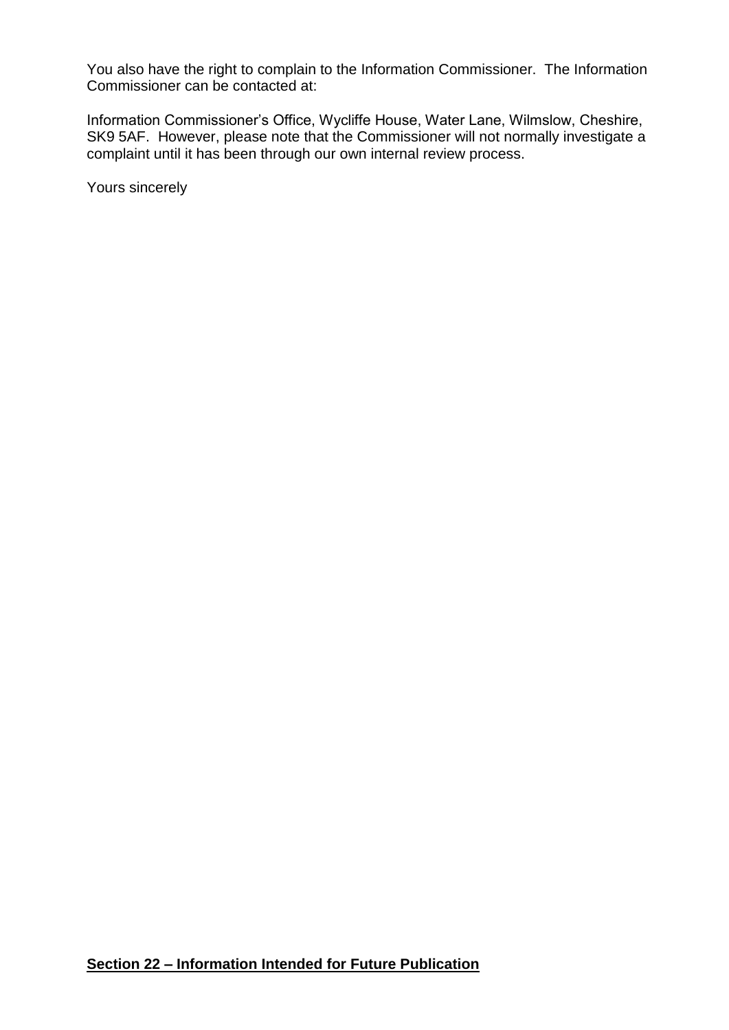You also have the right to complain to the Information Commissioner. The Information Commissioner can be contacted at:

Information Commissioner's Office, Wycliffe House, Water Lane, Wilmslow, Cheshire, SK9 5AF. However, please note that the Commissioner will not normally investigate a complaint until it has been through our own internal review process.

Yours sincerely

**<u>Section 22 – Information Intended for Future Publication</u>**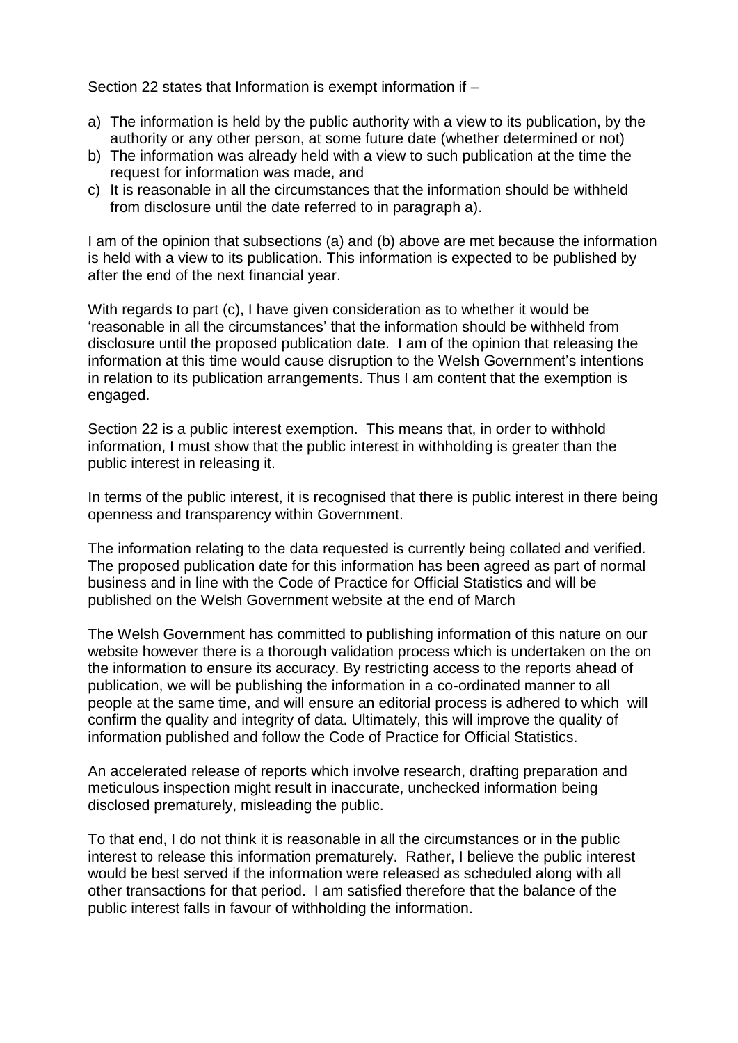Section 22 states that Information is exempt information if –

a) The information is held by the public authority with a view to its publication, by the authority or any other person, at some future date (whether determined or not)
b) The information was already held with a view to such publication at the time the request for information was made, and
c) It is reasonable in all the circumstances that the information should be withheld from disclosure until the date referred to in paragraph a).

I am of the opinion that subsections (a) and (b) above are met because the information is held with a view to its publication. This information is expected to be published by after the end of the next financial year.

With regards to part (c), I have given consideration as to whether it would be 'reasonable in all the circumstances' that the information should be withheld from disclosure until the proposed publication date. I am of the opinion that releasing the information at this time would cause disruption to the Welsh Government's intentions in relation to its publication arrangements. Thus I am content that the exemption is engaged.

Section 22 is a public interest exemption. This means that, in order to withhold information, I must show that the public interest in withholding is greater than the public interest in releasing it.

In terms of the public interest, it is recognised that there is public interest in there being openness and transparency within Government.

The information relating to the data requested is currently being collated and verified. The proposed publication date for this information has been agreed as part of normal business and in line with the Code of Practice for Official Statistics and will be published on the Welsh Government website at the end of March

The Welsh Government has committed to publishing information of this nature on our website however there is a thorough validation process which is undertaken on the on the information to ensure its accuracy. By restricting access to the reports ahead of publication, we will be publishing the information in a co-ordinated manner to all people at the same time, and will ensure an editorial process is adhered to which will confirm the quality and integrity of data. Ultimately, this will improve the quality of information published and follow the Code of Practice for Official Statistics.

An accelerated release of reports which involve research, drafting preparation and meticulous inspection might result in inaccurate, unchecked information being disclosed prematurely, misleading the public.

To that end, I do not think it is reasonable in all the circumstances or in the public interest to release this information prematurely. Rather, I believe the public interest would be best served if the information were released as scheduled along with all other transactions for that period. I am satisfied therefore that the balance of the public interest falls in favour of withholding the information.